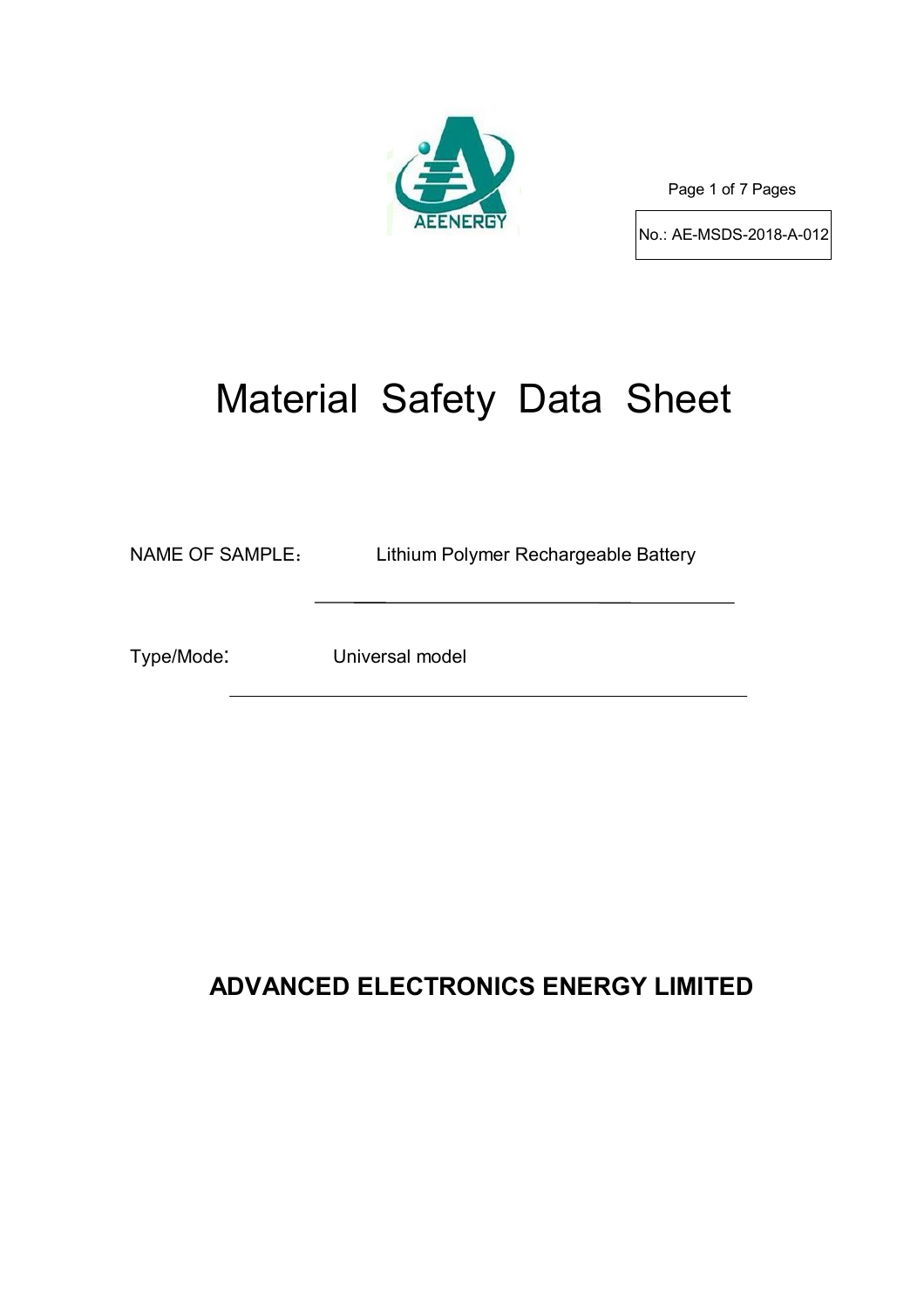No.: AE-MSDS-2018-A-012

# Material Safety Data Sheet

NAME OF SAMPLE： Lithium Polymer Rechargeable Battery

Type/Mode: Universal model

**ADVANCED ELECTRONICS ENERGY LIMITED**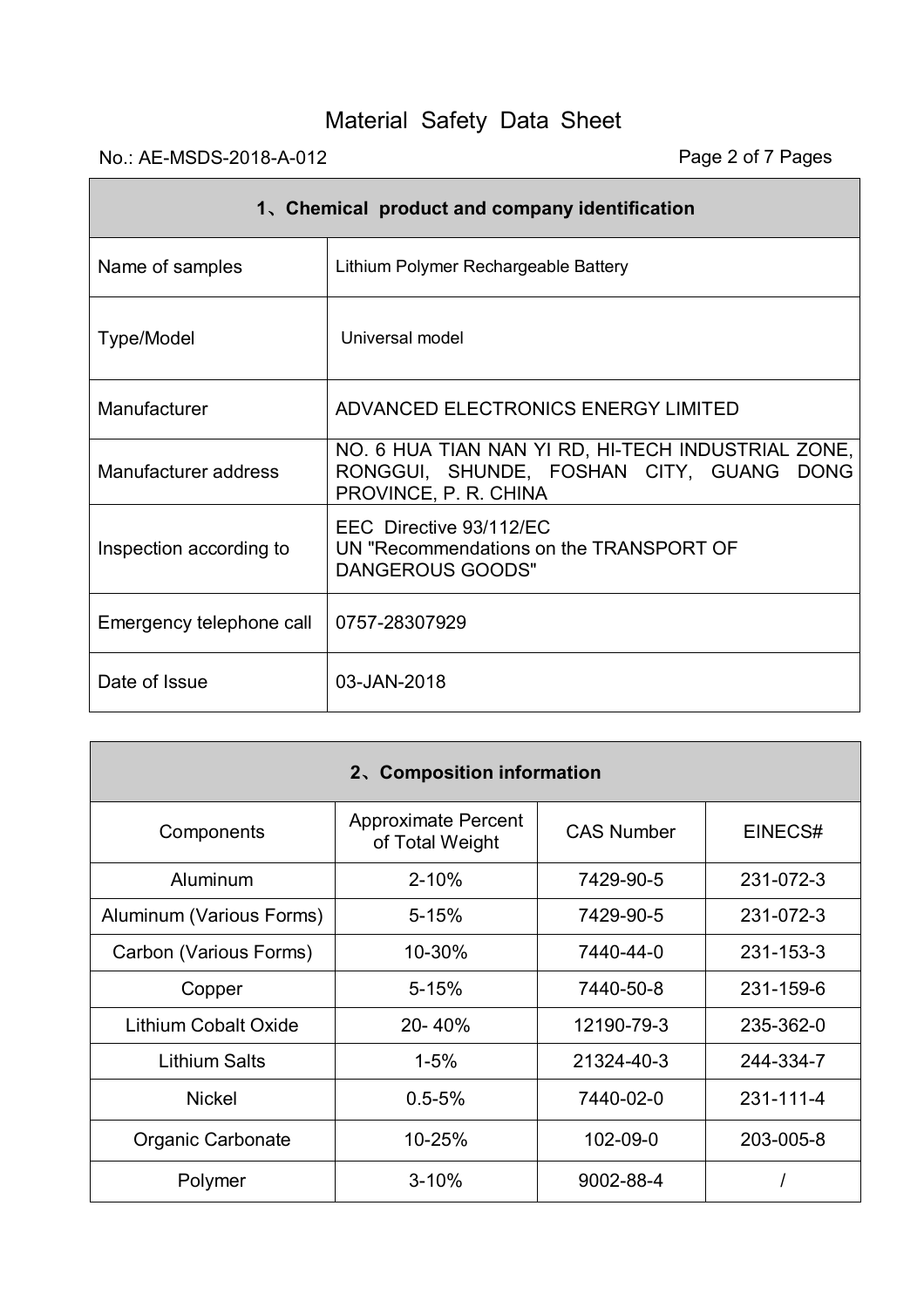# Material Safety Data Sheet

No.: AE-MSDS-2018-A-012

| 1、Chemical product and company identification | |
|---|---|
| Name of samples | Lithium Polymer Rechargeable Battery |
| Type/Model | Universal model |
| Manufacturer | ADVANCED ELECTRONICS ENERGY LIMITED |
| Manufacturer address | NO. 6 HUA TIAN NAN YI RD, HI-TECH INDUSTRIAL ZONE, RONGGUI, SHUNDE, FOSHAN CITY, GUANG DONG PROVINCE, P. R. CHINA |
| Inspection according to | EEC Directive 93/112/EC<br>UN "Recommendations on the TRANSPORT OF DANGEROUS GOODS" |
| Emergency telephone call | 0757-28307929 |
| Date of Issue | 03-JAN-2018 |

| 2、Composition information | | | |
|---|---|---|---|
| Components | Approximate Percent of Total Weight | CAS Number | EINECS# |
| Aluminum | 2-10% | 7429-90-5 | 231-072-3 |
| Aluminum (Various Forms) | 5-15% | 7429-90-5 | 231-072-3 |
| Carbon (Various Forms) | 10-30% | 7440-44-0 | 231-153-3 |
| Copper | 5-15% | 7440-50-8 | 231-159-6 |
| Lithium Cobalt Oxide | 20- 40% | 12190-79-3 | 235-362-0 |
| Lithium Salts | 1-5% | 21324-40-3 | 244-334-7 |
| Nickel | 0.5-5% | 7440-02-0 | 231-111-4 |
| Organic Carbonate | 10-25% | 102-09-0 | 203-005-8 |
| Polymer | 3-10% | 9002-88-4 | / |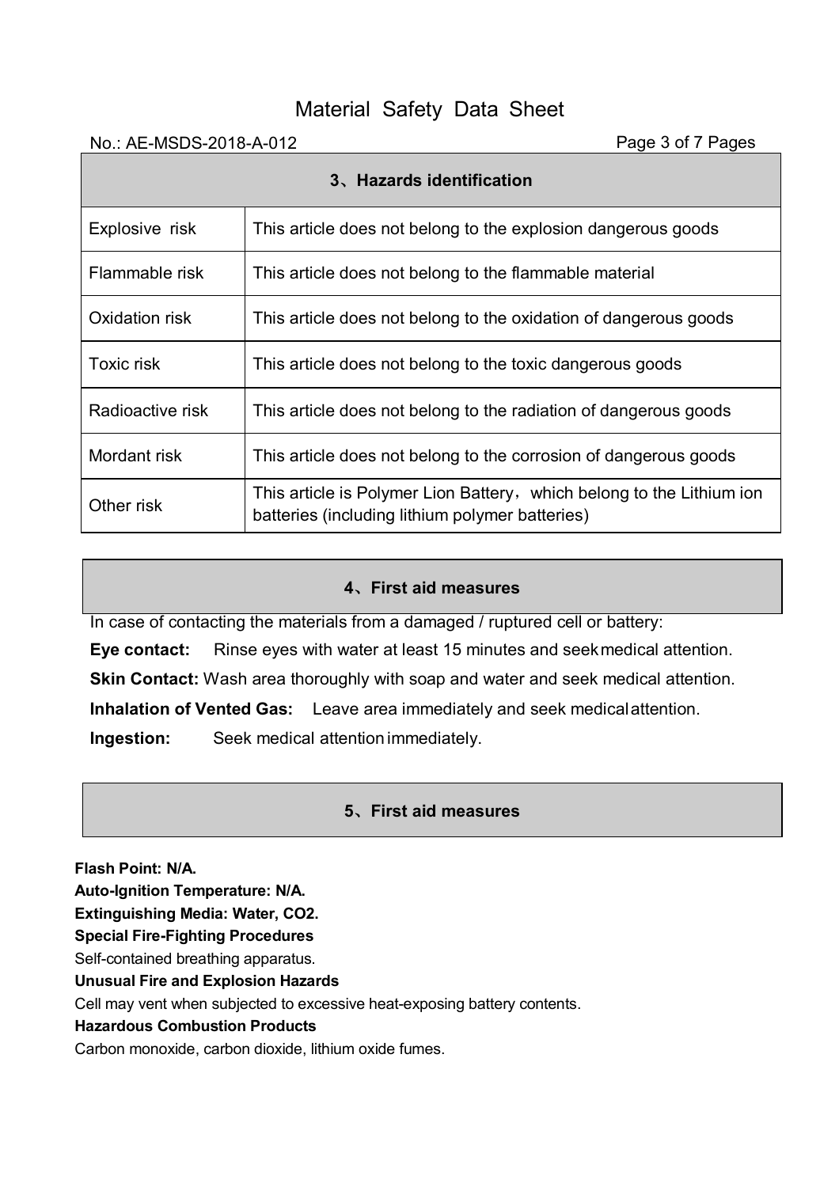## 3、Hazards identification

| | |
|---|---|
| Explosive risk | This article does not belong to the explosion dangerous goods |
| Flammable risk | This article does not belong to the flammable material |
| Oxidation risk | This article does not belong to the oxidation of dangerous goods |
| Toxic risk | This article does not belong to the toxic dangerous goods |
| Radioactive risk | This article does not belong to the radiation of dangerous goods |
| Mordant risk | This article does not belong to the corrosion of dangerous goods |
| Other risk | This article is Polymer Lion Battery， which belong to the Lithium ion batteries (including lithium polymer batteries) |

## 4、First aid measures

In case of contacting the materials from a damaged / ruptured cell or battery:

**Eye contact:** Rinse eyes with water at least 15 minutes and seek medical attention.

**Skin Contact:** Wash area thoroughly with soap and water and seek medical attention.

**Inhalation of Vented Gas:** Leave area immediately and seek medical attention.

**Ingestion:** Seek medical attention immediately.

## 5、First aid measures

**Flash Point: N/A.**

**Auto-Ignition Temperature: N/A.**

**Extinguishing Media: Water, $CO_2$.**

**Special Fire-Fighting Procedures**

Self-contained breathing apparatus.

**Unusual Fire and Explosion Hazards**

Cell may vent when subjected to excessive heat-exposing battery contents.

**Hazardous Combustion Products**

Carbon monoxide, carbon dioxide, lithium oxide fumes.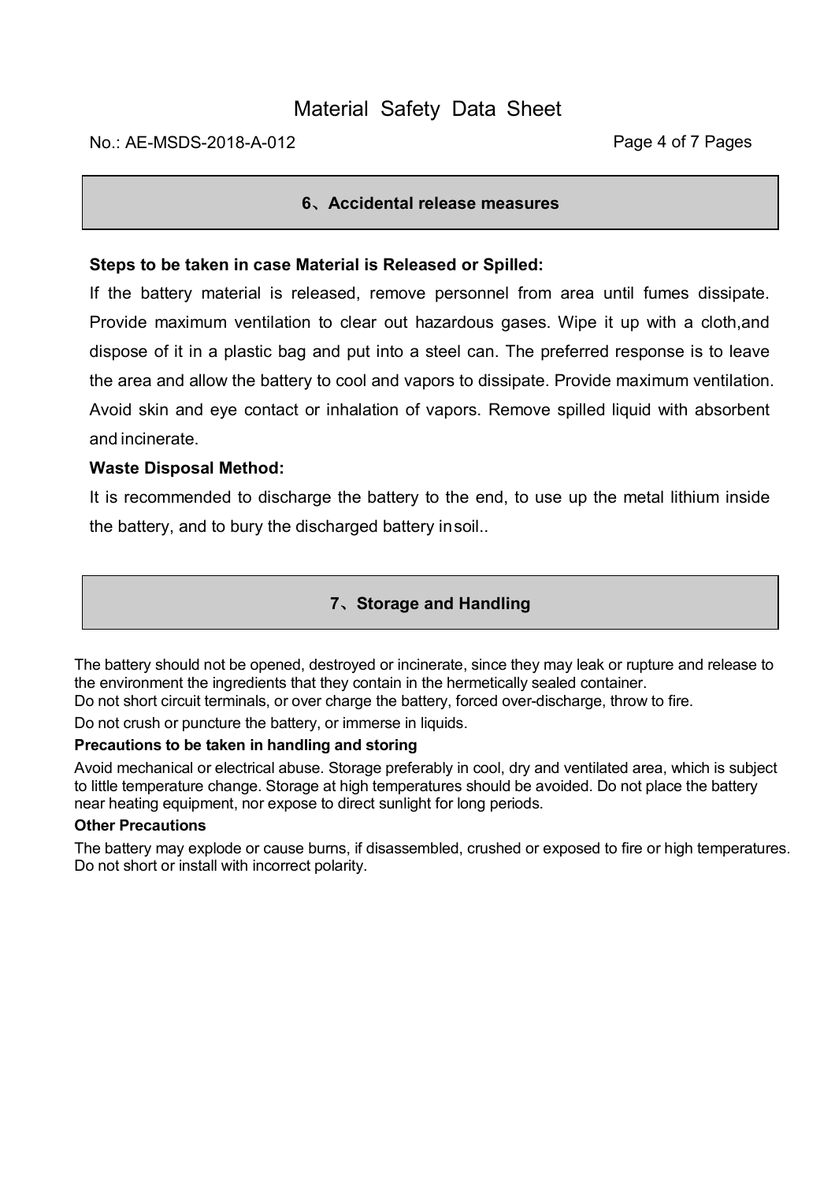## 6、Accidental release measures

**Steps to be taken in case Material is Released or Spilled:**

If the battery material is released, remove personnel from area until fumes dissipate. Provide maximum ventilation to clear out hazardous gases. Wipe it up with a cloth,and dispose of it in a plastic bag and put into a steel can. The preferred response is to leave the area and allow the battery to cool and vapors to dissipate. Provide maximum ventilation. Avoid skin and eye contact or inhalation of vapors. Remove spilled liquid with absorbent and incinerate.

**Waste Disposal Method:**

It is recommended to discharge the battery to the end, to use up the metal lithium inside the battery, and to bury the discharged battery insoil..

## 7、Storage and Handling

The battery should not be opened, destroyed or incinerate, since they may leak or rupture and release to the environment the ingredients that they contain in the hermetically sealed container.
Do not short circuit terminals, or over charge the battery, forced over-discharge, throw to fire.

Do not crush or puncture the battery, or immerse in liquids.

**Precautions to be taken in handling and storing**

Avoid mechanical or electrical abuse. Storage preferably in cool, dry and ventilated area, which is subject to little temperature change. Storage at high temperatures should be avoided. Do not place the battery near heating equipment, nor expose to direct sunlight for long periods.

**Other Precautions**

The battery may explode or cause burns, if disassembled, crushed or exposed to fire or high temperatures. Do not short or install with incorrect polarity.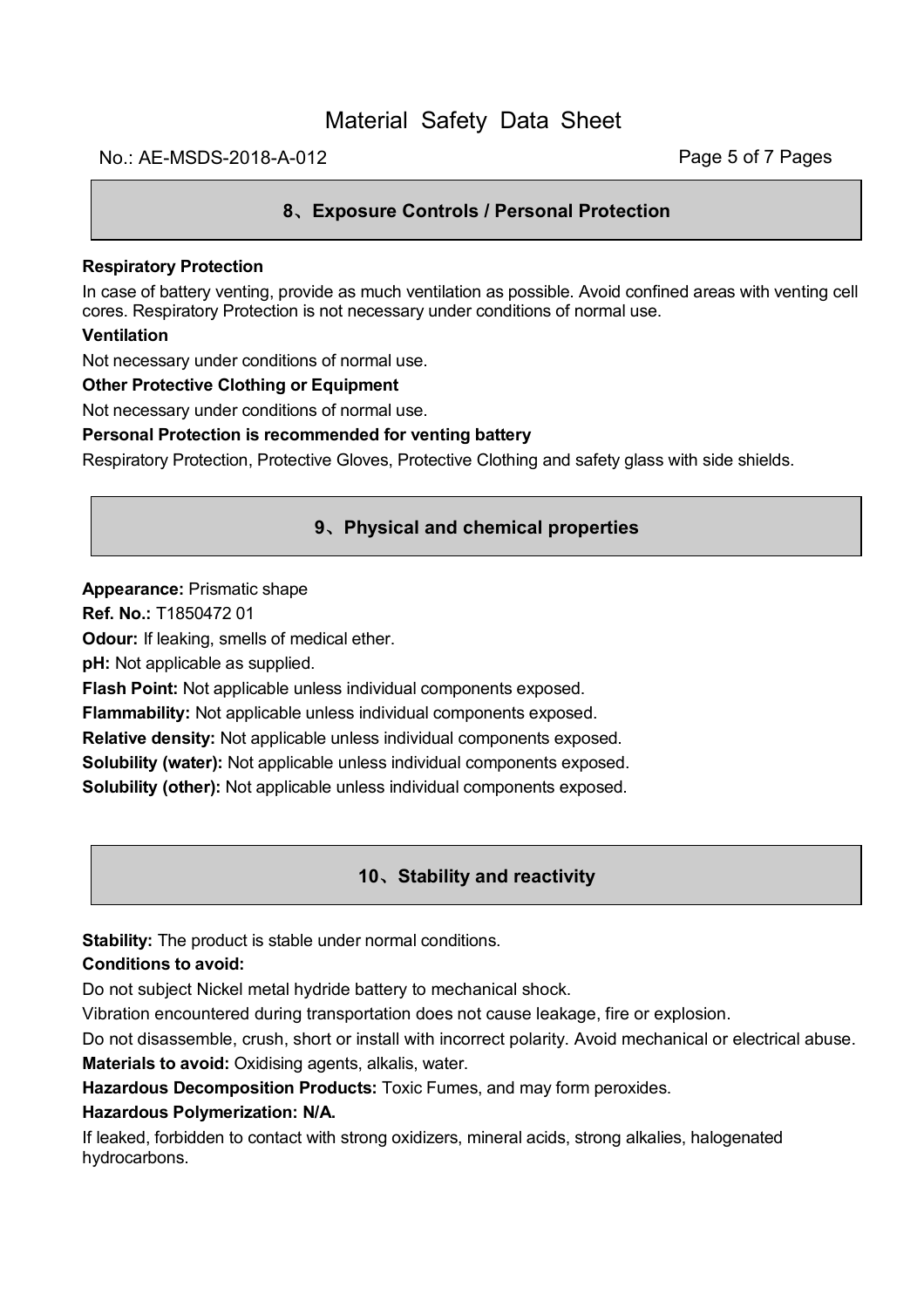## 8、Exposure Controls / Personal Protection

**Respiratory Protection**

In case of battery venting, provide as much ventilation as possible. Avoid confined areas with venting cell cores. Respiratory Protection is not necessary under conditions of normal use.

**Ventilation**

Not necessary under conditions of normal use.

**Other Protective Clothing or Equipment**

Not necessary under conditions of normal use.

**Personal Protection is recommended for venting battery**

Respiratory Protection, Protective Gloves, Protective Clothing and safety glass with side shields.

## 9、Physical and chemical properties

**Appearance:** Prismatic shape

**Ref. No.:** T1850472 01

**Odour:** If leaking, smells of medical ether.

**pH:** Not applicable as supplied.

**Flash Point:** Not applicable unless individual components exposed.

**Flammability:** Not applicable unless individual components exposed.

**Relative density:** Not applicable unless individual components exposed.

**Solubility (water):** Not applicable unless individual components exposed.

**Solubility (other):** Not applicable unless individual components exposed.

## 10、Stability and reactivity

**Stability:** The product is stable under normal conditions.

**Conditions to avoid:**

Do not subject Nickel metal hydride battery to mechanical shock.

Vibration encountered during transportation does not cause leakage, fire or explosion.

Do not disassemble, crush, short or install with incorrect polarity. Avoid mechanical or electrical abuse.

**Materials to avoid:** Oxidising agents, alkalis, water.

**Hazardous Decomposition Products:** Toxic Fumes, and may form peroxides.

**Hazardous Polymerization: N/A.**

If leaked, forbidden to contact with strong oxidizers, mineral acids, strong alkalies, halogenated hydrocarbons.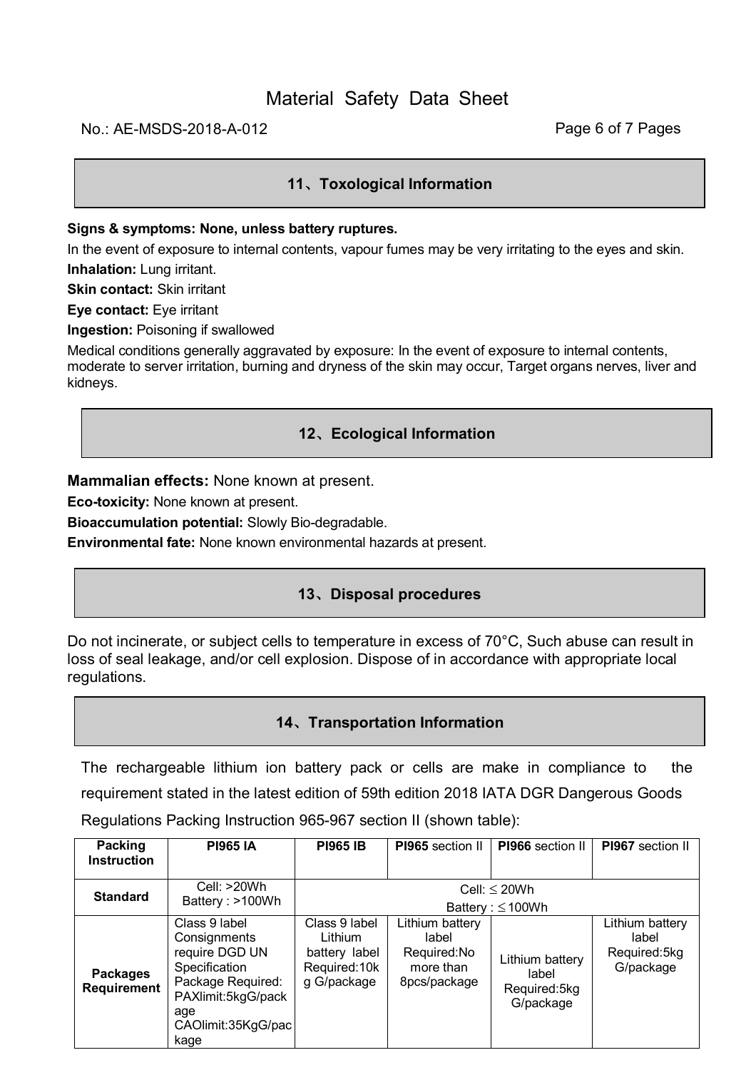## 11、Toxological Information

**Signs & symptoms: None, unless battery ruptures.**

In the event of exposure to internal contents, vapour fumes may be very irritating to the eyes and skin.

**Inhalation:** Lung irritant.

**Skin contact:** Skin irritant

**Eye contact:** Eye irritant

**Ingestion:** Poisoning if swallowed

Medical conditions generally aggravated by exposure: In the event of exposure to internal contents, moderate to server irritation, burning and dryness of the skin may occur, Target organs nerves, liver and kidneys.

## 12、Ecological Information

**Mammalian effects:** None known at present.

**Eco-toxicity:** None known at present.

**Bioaccumulation potential:** Slowly Bio-degradable.

**Environmental fate:** None known environmental hazards at present.

## 13、Disposal procedures

Do not incinerate, or subject cells to temperature in excess of 70°C, Such abuse can result in loss of seal leakage, and/or cell explosion. Dispose of in accordance with appropriate local regulations.

## 14、Transportation Information

The rechargeable lithium ion battery pack or cells are make in compliance to the requirement stated in the latest edition of 59th edition 2018 IATA DGR Dangerous Goods Regulations Packing Instruction 965-967 section II (shown table):

| **Packing Instruction** | **PI965 IA** | **PI965 IB** | **PI965** section II | **PI966** section II | **PI967** section II |
|---|---|---|---|---|---|
| **Standard** | Cell: >20Wh Battery : >100Wh | Cell: ≤ 20Wh Battery : ≤100Wh | | | |
| **Packages Requirement** | Class 9 label Consignments require DGD UN Specification Package Required: PAXlimit:5kgG/package CAOlimit:35KgG/package | Class 9 label Lithium battery label Required:10kg G/package | Lithium battery label Required:No more than 8pcs/package | Lithium battery label Required:5kg G/package | Lithium battery label Required:5kg G/package |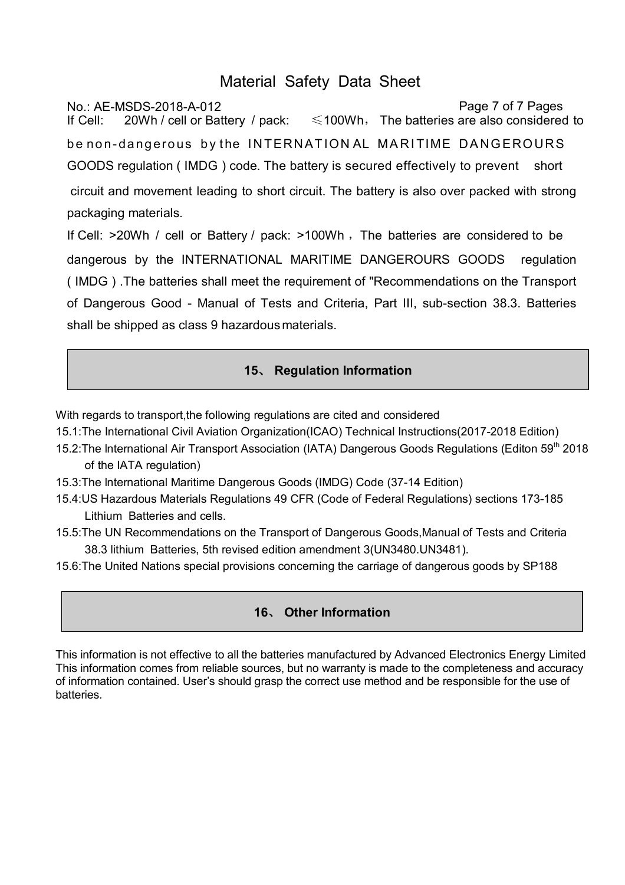If Cell: 20Wh / cell or Battery / pack: ≤100Wh, The batteries are also considered to be non-dangerous by the INTERNATIONAL MARITIME DANGEROURS GOODS regulation ( IMDG ) code. The battery is secured effectively to prevent short circuit and movement leading to short circuit. The battery is also over packed with strong packaging materials.

If Cell: >20Wh / cell or Battery / pack: >100Wh , The batteries are considered to be dangerous by the INTERNATIONAL MARITIME DANGEROURS GOODS regulation ( IMDG ) .The batteries shall meet the requirement of "Recommendations on the Transport of Dangerous Good - Manual of Tests and Criteria, Part III, sub-section 38.3. Batteries shall be shipped as class 9 hazardous materials.

## 15、 Regulation Information

With regards to transport,the following regulations are cited and considered

15.1:The International Civil Aviation Organization(ICAO) Technical Instructions(2017-2018 Edition)

15.2:The International Air Transport Association (IATA) Dangerous Goods Regulations (Editon 59th 2018 of the IATA regulation)

15.3:The International Maritime Dangerous Goods (IMDG) Code (37-14 Edition)

15.4:US Hazardous Materials Regulations 49 CFR (Code of Federal Regulations) sections 173-185 Lithium Batteries and cells.

15.5:The UN Recommendations on the Transport of Dangerous Goods,Manual of Tests and Criteria 38.3 lithium Batteries, 5th revised edition amendment 3(UN3480.UN3481).

15.6:The United Nations special provisions concerning the carriage of dangerous goods by SP188

## 16、 Other Information

This information is not effective to all the batteries manufactured by Advanced Electronics Energy Limited This information comes from reliable sources, but no warranty is made to the completeness and accuracy of information contained. User's should grasp the correct use method and be responsible for the use of batteries.